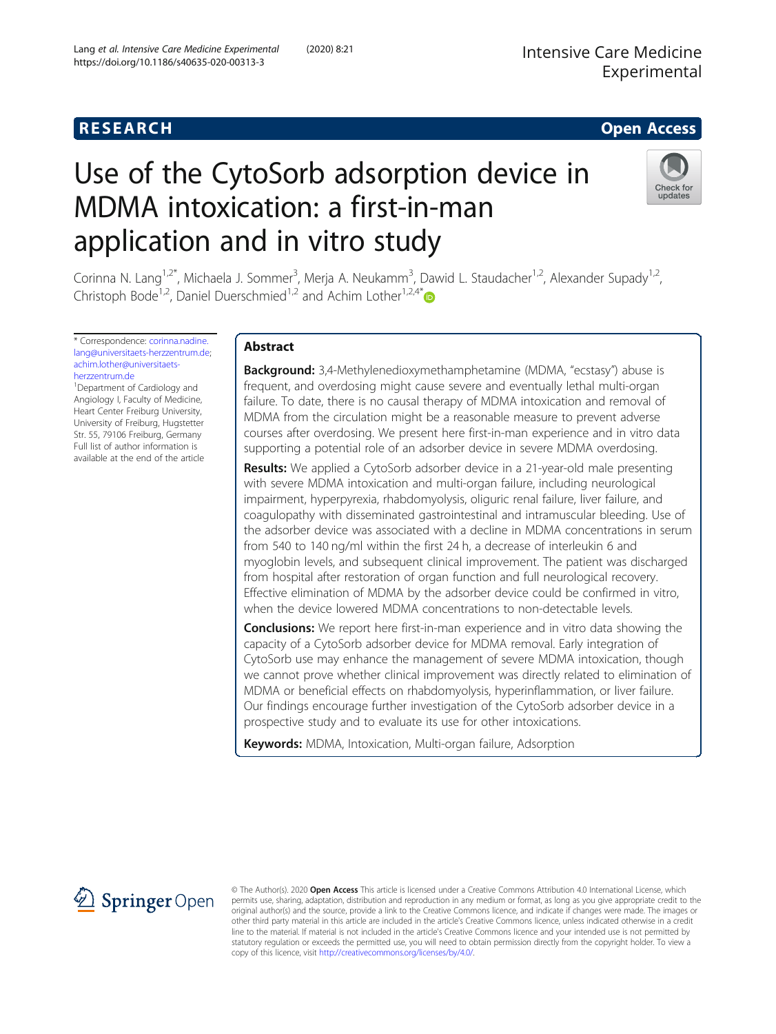RESEARCH

Open Access

# Use of the CytoSorb adsorption device in MDMA intoxication: a first-in-man application and in vitro study

Corinna N. Lang[1,2*], Michaela J. Sommer[3], Merja A. Neukamm[3], Dawid L. Staudacher[1,2], Alexander Supady[1,2], Christoph Bode[1,2], Daniel Duerschmied[1,2] and Achim Lother[1,2,4*]

\* Correspondence: corinna.nadine.lang@universitaets-herzzentrum.de; achim.lother@universitaets-herzzentrum.de

[1]Department of Cardiology and Angiology I, Faculty of Medicine, Heart Center Freiburg University, University of Freiburg, Hugstetter Str. 55, 79106 Freiburg, Germany

Full list of author information is available at the end of the article

## Abstract

**Background:** 3,4-Methylenedioxymethamphetamine (MDMA, "ecstasy") abuse is frequent, and overdosing might cause severe and eventually lethal multi-organ failure. To date, there is no causal therapy of MDMA intoxication and removal of MDMA from the circulation might be a reasonable measure to prevent adverse courses after overdosing. We present here first-in-man experience and in vitro data supporting a potential role of an adsorber device in severe MDMA overdosing.

**Results:** We applied a CytoSorb adsorber device in a 21-year-old male presenting with severe MDMA intoxication and multi-organ failure, including neurological impairment, hyperpyrexia, rhabdomyolysis, oliguric renal failure, liver failure, and coagulopathy with disseminated gastrointestinal and intramuscular bleeding. Use of the adsorber device was associated with a decline in MDMA concentrations in serum from 540 to 140 ng/ml within the first 24 h, a decrease of interleukin 6 and myoglobin levels, and subsequent clinical improvement. The patient was discharged from hospital after restoration of organ function and full neurological recovery. Effective elimination of MDMA by the adsorber device could be confirmed in vitro, when the device lowered MDMA concentrations to non-detectable levels.

**Conclusions:** We report here first-in-man experience and in vitro data showing the capacity of a CytoSorb adsorber device for MDMA removal. Early integration of CytoSorb use may enhance the management of severe MDMA intoxication, though we cannot prove whether clinical improvement was directly related to elimination of MDMA or beneficial effects on rhabdomyolysis, hyperinflammation, or liver failure. Our findings encourage further investigation of the CytoSorb adsorber device in a prospective study and to evaluate its use for other intoxications.

**Keywords:** MDMA, Intoxication, Multi-organ failure, Adsorption

© The Author(s). 2020 **Open Access** This article is licensed under a Creative Commons Attribution 4.0 International License, which permits use, sharing, adaptation, distribution and reproduction in any medium or format, as long as you give appropriate credit to the original author(s) and the source, provide a link to the Creative Commons licence, and indicate if changes were made. The images or other third party material in this article are included in the article's Creative Commons licence, unless indicated otherwise in a credit line to the material. If material is not included in the article's Creative Commons licence and your intended use is not permitted by statutory regulation or exceeds the permitted use, you will need to obtain permission directly from the copyright holder. To view a copy of this licence, visit http://creativecommons.org/licenses/by/4.0/.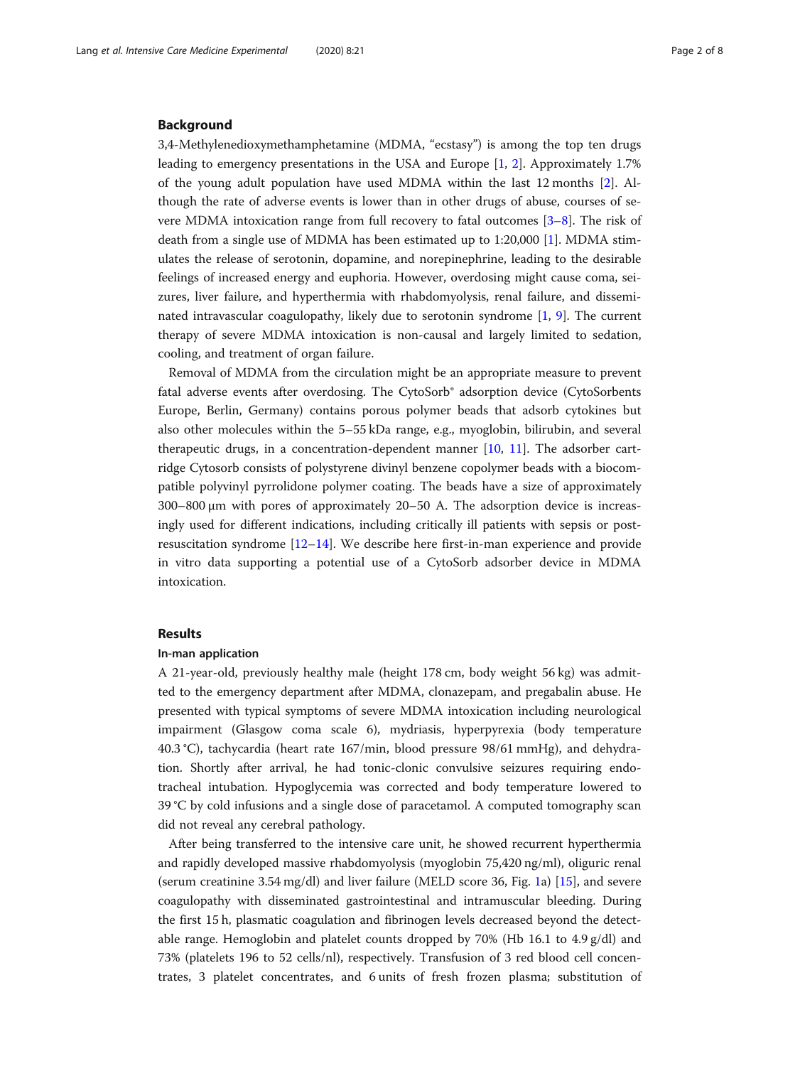## Background

3,4-Methylenedioxymethamphetamine (MDMA, "ecstasy") is among the top ten drugs leading to emergency presentations in the USA and Europe [1, 2]. Approximately 1.7% of the young adult population have used MDMA within the last 12 months [2]. Although the rate of adverse events is lower than in other drugs of abuse, courses of severe MDMA intoxication range from full recovery to fatal outcomes [3–8]. The risk of death from a single use of MDMA has been estimated up to 1:20,000 [1]. MDMA stimulates the release of serotonin, dopamine, and norepinephrine, leading to the desirable feelings of increased energy and euphoria. However, overdosing might cause coma, seizures, liver failure, and hyperthermia with rhabdomyolysis, renal failure, and disseminated intravascular coagulopathy, likely due to serotonin syndrome [1, 9]. The current therapy of severe MDMA intoxication is non-causal and largely limited to sedation, cooling, and treatment of organ failure.

Removal of MDMA from the circulation might be an appropriate measure to prevent fatal adverse events after overdosing. The CytoSorb® adsorption device (CytoSorbents Europe, Berlin, Germany) contains porous polymer beads that adsorb cytokines but also other molecules within the 5–55 kDa range, e.g., myoglobin, bilirubin, and several therapeutic drugs, in a concentration-dependent manner [10, 11]. The adsorber cartridge Cytosorb consists of polystyrene divinyl benzene copolymer beads with a biocompatible polyvinyl pyrrolidone polymer coating. The beads have a size of approximately 300–800 μm with pores of approximately 20–50 A. The adsorption device is increasingly used for different indications, including critically ill patients with sepsis or post-resuscitation syndrome [12–14]. We describe here first-in-man experience and provide in vitro data supporting a potential use of a CytoSorb adsorber device in MDMA intoxication.

## Results

### In-man application

A 21-year-old, previously healthy male (height 178 cm, body weight 56 kg) was admitted to the emergency department after MDMA, clonazepam, and pregabalin abuse. He presented with typical symptoms of severe MDMA intoxication including neurological impairment (Glasgow coma scale 6), mydriasis, hyperpyrexia (body temperature 40.3 °C), tachycardia (heart rate 167/min, blood pressure 98/61 mmHg), and dehydration. Shortly after arrival, he had tonic-clonic convulsive seizures requiring endotracheal intubation. Hypoglycemia was corrected and body temperature lowered to 39 °C by cold infusions and a single dose of paracetamol. A computed tomography scan did not reveal any cerebral pathology.

After being transferred to the intensive care unit, he showed recurrent hyperthermia and rapidly developed massive rhabdomyolysis (myoglobin 75,420 ng/ml), oliguric renal (serum creatinine 3.54 mg/dl) and liver failure (MELD score 36, Fig. 1a) [15], and severe coagulopathy with disseminated gastrointestinal and intramuscular bleeding. During the first 15 h, plasmatic coagulation and fibrinogen levels decreased beyond the detectable range. Hemoglobin and platelet counts dropped by 70% (Hb 16.1 to 4.9 g/dl) and 73% (platelets 196 to 52 cells/nl), respectively. Transfusion of 3 red blood cell concentrates, 3 platelet concentrates, and 6 units of fresh frozen plasma; substitution of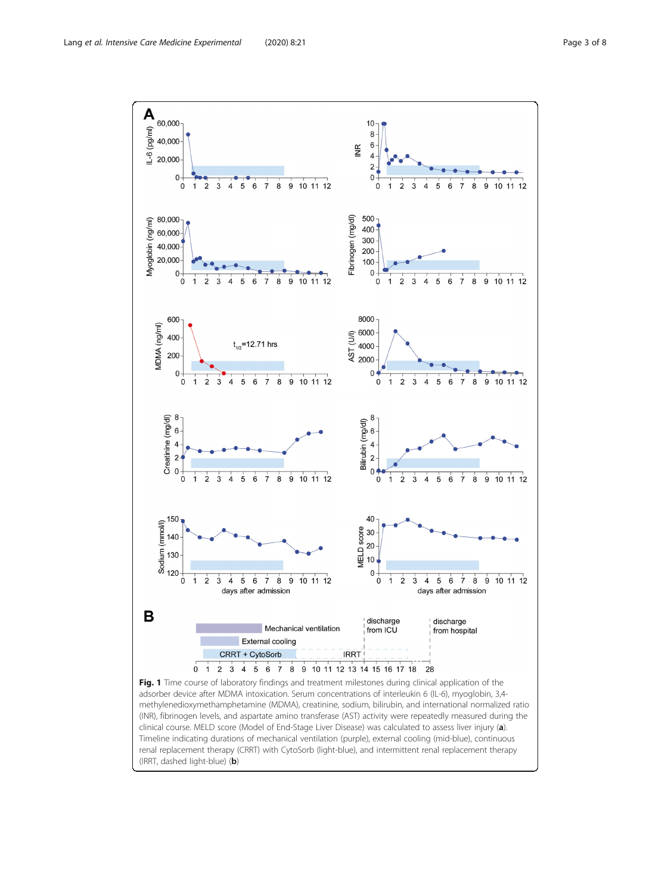**Fig. 1** Time course of laboratory findings and treatment milestones during clinical application of the adsorber device after MDMA intoxication. Serum concentrations of interleukin 6 (IL-6), myoglobin, 3,4-methylenedioxymethamphetamine (MDMA), creatinine, sodium, bilirubin, and international normalized ratio (INR), fibrinogen levels, and aspartate amino transferase (AST) activity were repeatedly measured during the clinical course. MELD score (Model of End-Stage Liver Disease) was calculated to assess liver injury (**a**). Timeline indicating durations of mechanical ventilation (purple), external cooling (mid-blue), continuous renal replacement therapy (CRRT) with CytoSorb (light-blue), and intermittent renal replacement therapy (IRRT, dashed light-blue) (**b**)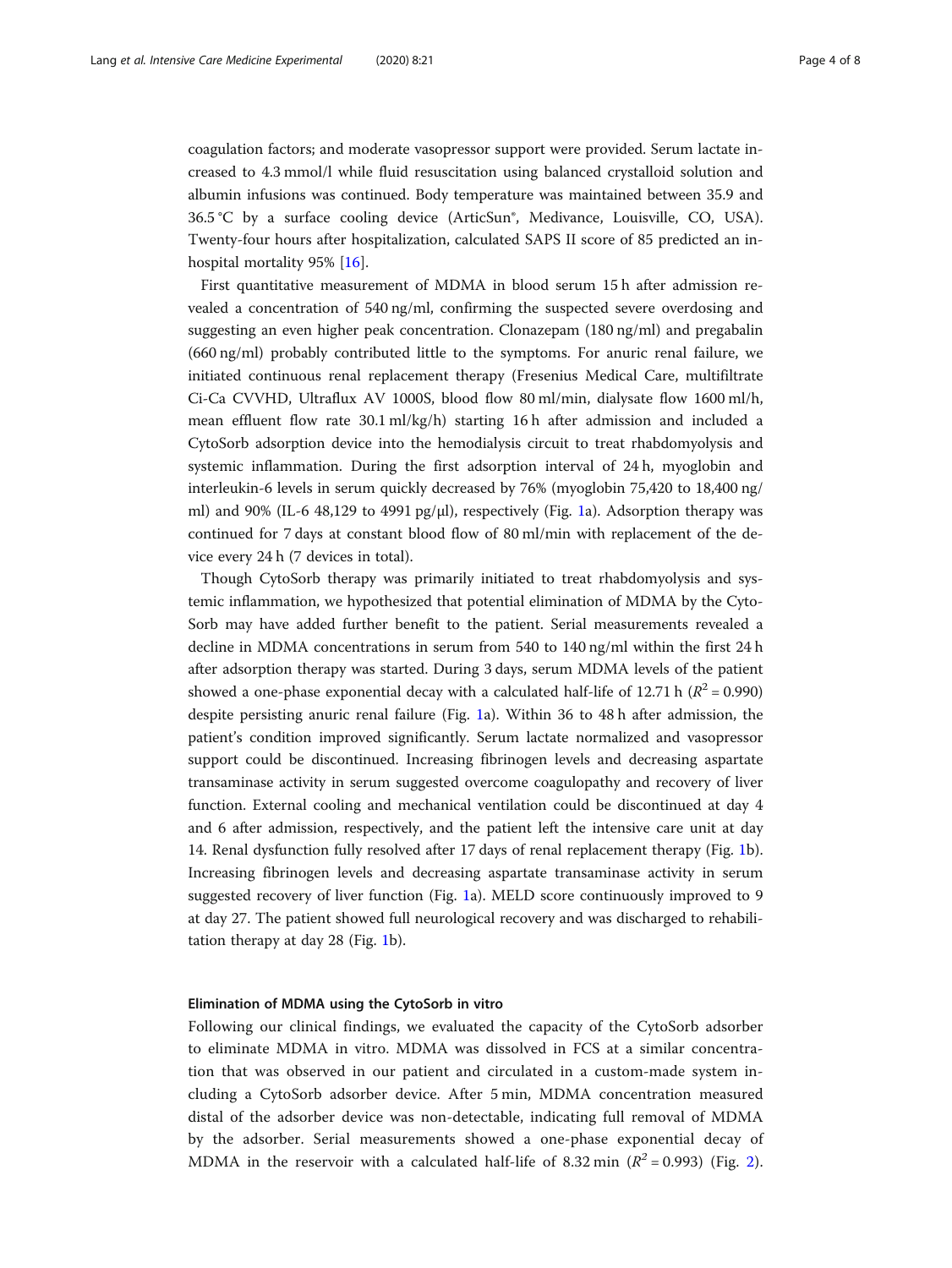coagulation factors; and moderate vasopressor support were provided. Serum lactate increased to 4.3 mmol/l while fluid resuscitation using balanced crystalloid solution and albumin infusions was continued. Body temperature was maintained between 35.9 and 36.5 °C by a surface cooling device (ArticSun®, Medivance, Louisville, CO, USA). Twenty-four hours after hospitalization, calculated SAPS II score of 85 predicted an in-hospital mortality 95% [16].

First quantitative measurement of MDMA in blood serum 15 h after admission revealed a concentration of 540 ng/ml, confirming the suspected severe overdosing and suggesting an even higher peak concentration. Clonazepam (180 ng/ml) and pregabalin (660 ng/ml) probably contributed little to the symptoms. For anuric renal failure, we initiated continuous renal replacement therapy (Fresenius Medical Care, multifiltrate Ci-Ca CVVHD, Ultraflux AV 1000S, blood flow 80 ml/min, dialysate flow 1600 ml/h, mean effluent flow rate 30.1 ml/kg/h) starting 16 h after admission and included a CytoSorb adsorption device into the hemodialysis circuit to treat rhabdomyolysis and systemic inflammation. During the first adsorption interval of 24 h, myoglobin and interleukin-6 levels in serum quickly decreased by 76% (myoglobin 75,420 to 18,400 ng/ml) and 90% (IL-6 48,129 to 4991 pg/μl), respectively (Fig. 1a). Adsorption therapy was continued for 7 days at constant blood flow of 80 ml/min with replacement of the device every 24 h (7 devices in total).

Though CytoSorb therapy was primarily initiated to treat rhabdomyolysis and systemic inflammation, we hypothesized that potential elimination of MDMA by the CytoSorb may have added further benefit to the patient. Serial measurements revealed a decline in MDMA concentrations in serum from 540 to 140 ng/ml within the first 24 h after adsorption therapy was started. During 3 days, serum MDMA levels of the patient showed a one-phase exponential decay with a calculated half-life of 12.71 h ($R^2 = 0.990$) despite persisting anuric renal failure (Fig. 1a). Within 36 to 48 h after admission, the patient's condition improved significantly. Serum lactate normalized and vasopressor support could be discontinued. Increasing fibrinogen levels and decreasing aspartate transaminase activity in serum suggested overcome coagulopathy and recovery of liver function. External cooling and mechanical ventilation could be discontinued at day 4 and 6 after admission, respectively, and the patient left the intensive care unit at day 14. Renal dysfunction fully resolved after 17 days of renal replacement therapy (Fig. 1b). Increasing fibrinogen levels and decreasing aspartate transaminase activity in serum suggested recovery of liver function (Fig. 1a). MELD score continuously improved to 9 at day 27. The patient showed full neurological recovery and was discharged to rehabilitation therapy at day 28 (Fig. 1b).

### Elimination of MDMA using the CytoSorb in vitro

Following our clinical findings, we evaluated the capacity of the CytoSorb adsorber to eliminate MDMA in vitro. MDMA was dissolved in FCS at a similar concentration that was observed in our patient and circulated in a custom-made system including a CytoSorb adsorber device. After 5 min, MDMA concentration measured distal of the adsorber device was non-detectable, indicating full removal of MDMA by the adsorber. Serial measurements showed a one-phase exponential decay of MDMA in the reservoir with a calculated half-life of 8.32 min ($R^2 = 0.993$) (Fig. 2).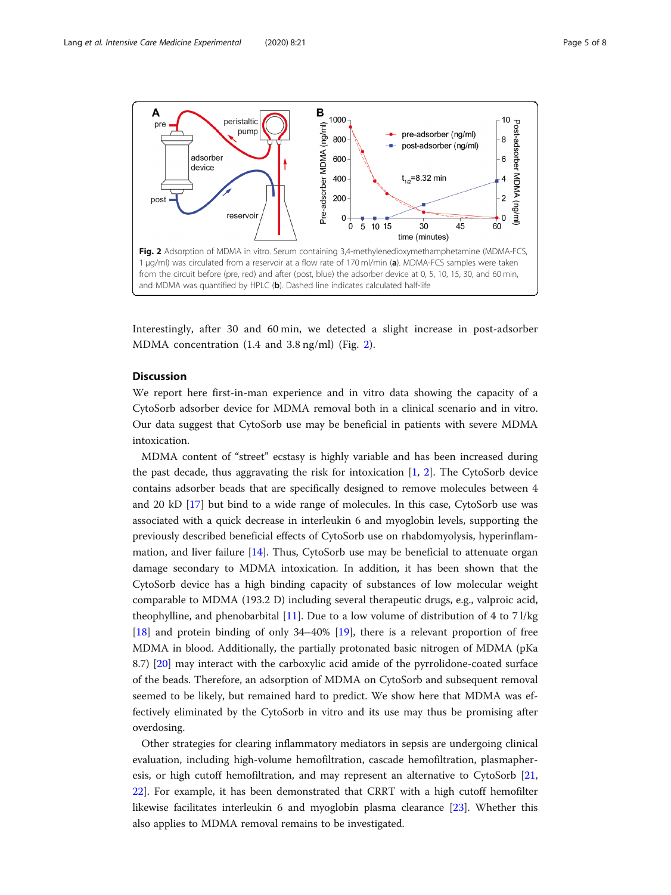**Fig. 2** Adsorption of MDMA in vitro. Serum containing 3,4-methylenedioxymethamphetamine (MDMA-FCS, 1 μg/ml) was circulated from a reservoir at a flow rate of 170 ml/min (**a**). MDMA-FCS samples were taken from the circuit before (pre, red) and after (post, blue) the adsorber device at 0, 5, 10, 15, 30, and 60 min, and MDMA was quantified by HPLC (**b**). Dashed line indicates calculated half-life

Interestingly, after 30 and 60 min, we detected a slight increase in post-adsorber MDMA concentration (1.4 and 3.8 ng/ml) (Fig. 2).

## Discussion

We report here first-in-man experience and in vitro data showing the capacity of a CytoSorb adsorber device for MDMA removal both in a clinical scenario and in vitro. Our data suggest that CytoSorb use may be beneficial in patients with severe MDMA intoxication.

MDMA content of "street" ecstasy is highly variable and has been increased during the past decade, thus aggravating the risk for intoxication [1, 2]. The CytoSorb device contains adsorber beads that are specifically designed to remove molecules between 4 and 20 kD [17] but bind to a wide range of molecules. In this case, CytoSorb use was associated with a quick decrease in interleukin 6 and myoglobin levels, supporting the previously described beneficial effects of CytoSorb use on rhabdomyolysis, hyperinflammation, and liver failure [14]. Thus, CytoSorb use may be beneficial to attenuate organ damage secondary to MDMA intoxication. In addition, it has been shown that the CytoSorb device has a high binding capacity of substances of low molecular weight comparable to MDMA (193.2 D) including several therapeutic drugs, e.g., valproic acid, theophylline, and phenobarbital [11]. Due to a low volume of distribution of 4 to 7 l/kg [18] and protein binding of only 34–40% [19], there is a relevant proportion of free MDMA in blood. Additionally, the partially protonated basic nitrogen of MDMA (pKa 8.7) [20] may interact with the carboxylic acid amide of the pyrrolidone-coated surface of the beads. Therefore, an adsorption of MDMA on CytoSorb and subsequent removal seemed to be likely, but remained hard to predict. We show here that MDMA was effectively eliminated by the CytoSorb in vitro and its use may thus be promising after overdosing.

Other strategies for clearing inflammatory mediators in sepsis are undergoing clinical evaluation, including high-volume hemofiltration, cascade hemofiltration, plasmapheresis, or high cutoff hemofiltration, and may represent an alternative to CytoSorb [21, 22]. For example, it has been demonstrated that CRRT with a high cutoff hemofilter likewise facilitates interleukin 6 and myoglobin plasma clearance [23]. Whether this also applies to MDMA removal remains to be investigated.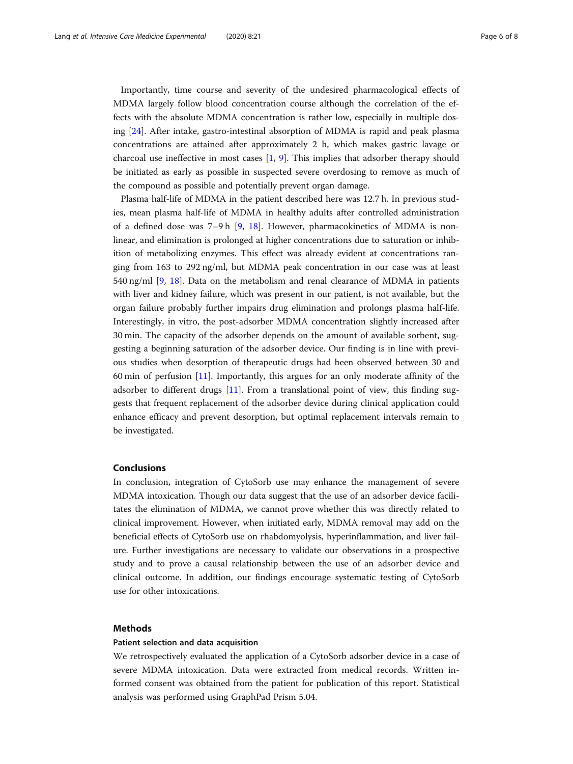Importantly, time course and severity of the undesired pharmacological effects of MDMA largely follow blood concentration course although the correlation of the effects with the absolute MDMA concentration is rather low, especially in multiple dosing [24]. After intake, gastro-intestinal absorption of MDMA is rapid and peak plasma concentrations are attained after approximately 2 h, which makes gastric lavage or charcoal use ineffective in most cases [1, 9]. This implies that adsorber therapy should be initiated as early as possible in suspected severe overdosing to remove as much of the compound as possible and potentially prevent organ damage.

Plasma half-life of MDMA in the patient described here was 12.7 h. In previous studies, mean plasma half-life of MDMA in healthy adults after controlled administration of a defined dose was 7–9 h [9, 18]. However, pharmacokinetics of MDMA is nonlinear, and elimination is prolonged at higher concentrations due to saturation or inhibition of metabolizing enzymes. This effect was already evident at concentrations ranging from 163 to 292 ng/ml, but MDMA peak concentration in our case was at least 540 ng/ml [9, 18]. Data on the metabolism and renal clearance of MDMA in patients with liver and kidney failure, which was present in our patient, is not available, but the organ failure probably further impairs drug elimination and prolongs plasma half-life. Interestingly, in vitro, the post-adsorber MDMA concentration slightly increased after 30 min. The capacity of the adsorber depends on the amount of available sorbent, suggesting a beginning saturation of the adsorber device. Our finding is in line with previous studies when desorption of therapeutic drugs had been observed between 30 and 60 min of perfusion [11]. Importantly, this argues for an only moderate affinity of the adsorber to different drugs [11]. From a translational point of view, this finding suggests that frequent replacement of the adsorber device during clinical application could enhance efficacy and prevent desorption, but optimal replacement intervals remain to be investigated.

## Conclusions

In conclusion, integration of CytoSorb use may enhance the management of severe MDMA intoxication. Though our data suggest that the use of an adsorber device facilitates the elimination of MDMA, we cannot prove whether this was directly related to clinical improvement. However, when initiated early, MDMA removal may add on the beneficial effects of CytoSorb use on rhabdomyolysis, hyperinflammation, and liver failure. Further investigations are necessary to validate our observations in a prospective study and to prove a causal relationship between the use of an adsorber device and clinical outcome. In addition, our findings encourage systematic testing of CytoSorb use for other intoxications.

## Methods

### Patient selection and data acquisition

We retrospectively evaluated the application of a CytoSorb adsorber device in a case of severe MDMA intoxication. Data were extracted from medical records. Written informed consent was obtained from the patient for publication of this report. Statistical analysis was performed using GraphPad Prism 5.04.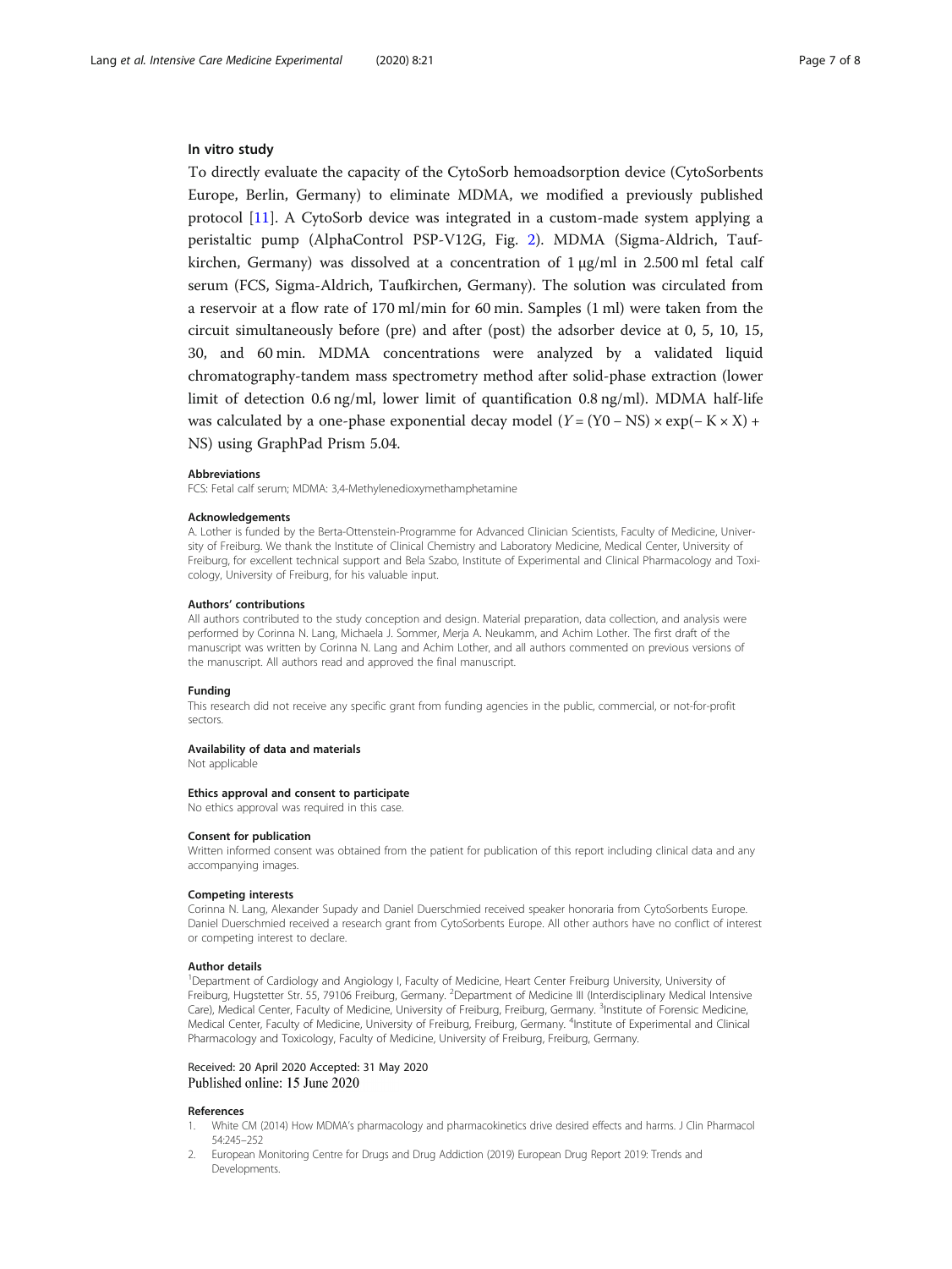### In vitro study

To directly evaluate the capacity of the CytoSorb hemoadsorption device (CytoSorbents Europe, Berlin, Germany) to eliminate MDMA, we modified a previously published protocol [11]. A CytoSorb device was integrated in a custom-made system applying a peristaltic pump (AlphaControl PSP-V12G, Fig. 2). MDMA (Sigma-Aldrich, Taufkirchen, Germany) was dissolved at a concentration of 1 μg/ml in 2.500 ml fetal calf serum (FCS, Sigma-Aldrich, Taufkirchen, Germany). The solution was circulated from a reservoir at a flow rate of 170 ml/min for 60 min. Samples (1 ml) were taken from the circuit simultaneously before (pre) and after (post) the adsorber device at 0, 5, 10, 15, 30, and 60 min. MDMA concentrations were analyzed by a validated liquid chromatography-tandem mass spectrometry method after solid-phase extraction (lower limit of detection 0.6 ng/ml, lower limit of quantification 0.8 ng/ml). MDMA half-life was calculated by a one-phase exponential decay model ($Y = (Y0 - NS) \times \exp(-K \times X) + NS$) using GraphPad Prism 5.04.

#### Abbreviations

FCS: Fetal calf serum; MDMA: 3,4-Methylenedioxymethamphetamine

#### Acknowledgements

A. Lother is funded by the Berta-Ottenstein-Programme for Advanced Clinician Scientists, Faculty of Medicine, University of Freiburg. We thank the Institute of Clinical Chemistry and Laboratory Medicine, Medical Center, University of Freiburg, for excellent technical support and Bela Szabo, Institute of Experimental and Clinical Pharmacology and Toxicology, University of Freiburg, for his valuable input.

#### Authors' contributions

All authors contributed to the study conception and design. Material preparation, data collection, and analysis were performed by Corinna N. Lang, Michaela J. Sommer, Merja A. Neukamm, and Achim Lother. The first draft of the manuscript was written by Corinna N. Lang and Achim Lother, and all authors commented on previous versions of the manuscript. All authors read and approved the final manuscript.

#### Funding

This research did not receive any specific grant from funding agencies in the public, commercial, or not-for-profit sectors.

#### Availability of data and materials

Not applicable

#### Ethics approval and consent to participate

No ethics approval was required in this case.

#### Consent for publication

Written informed consent was obtained from the patient for publication of this report including clinical data and any accompanying images.

#### Competing interests

Corinna N. Lang, Alexander Supady and Daniel Duerschmied received speaker honoraria from CytoSorbents Europe. Daniel Duerschmied received a research grant from CytoSorbents Europe. All other authors have no conflict of interest or competing interest to declare.

#### Author details

[1]Department of Cardiology and Angiology I, Faculty of Medicine, Heart Center Freiburg University, University of Freiburg, Hugstetter Str. 55, 79106 Freiburg, Germany. [2]Department of Medicine III (Interdisciplinary Medical Intensive Care), Medical Center, Faculty of Medicine, University of Freiburg, Freiburg, Germany. [3]Institute of Forensic Medicine, Medical Center, Faculty of Medicine, University of Freiburg, Freiburg, Germany. [4]Institute of Experimental and Clinical Pharmacology and Toxicology, Faculty of Medicine, University of Freiburg, Freiburg, Germany.

Received: 20 April 2020 Accepted: 31 May 2020
Published online: 15 June 2020

#### References

1. White CM (2014) How MDMA's pharmacology and pharmacokinetics drive desired effects and harms. J Clin Pharmacol 54:245–252
2. European Monitoring Centre for Drugs and Drug Addiction (2019) European Drug Report 2019: Trends and Developments.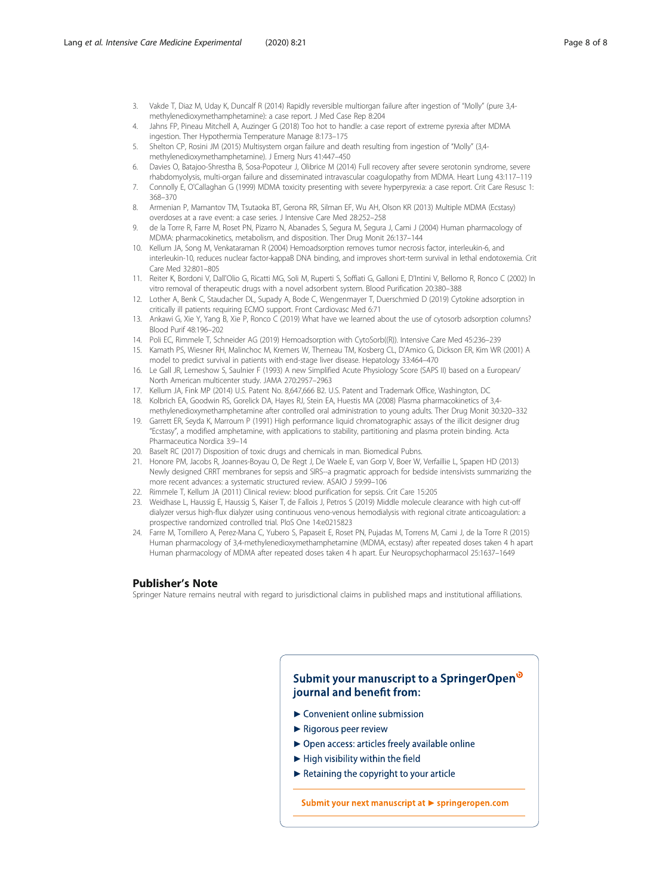3. Vakde T, Diaz M, Uday K, Duncalf R (2014) Rapidly reversible multiorgan failure after ingestion of "Molly" (pure 3,4-methylenedioxymethamphetamine): a case report. J Med Case Rep 8:204
4. Jahns FP, Pineau Mitchell A, Auzinger G (2018) Too hot to handle: a case report of extreme pyrexia after MDMA ingestion. Ther Hypothermia Temperature Manage 8:173–175
5. Shelton CP, Rosini JM (2015) Multisystem organ failure and death resulting from ingestion of "Molly" (3,4-methylenedioxymethamphetamine). J Emerg Nurs 41:447–450
6. Davies O, Batajoo-Shrestha B, Sosa-Popoteur J, Olibrice M (2014) Full recovery after severe serotonin syndrome, severe rhabdomyolysis, multi-organ failure and disseminated intravascular coagulopathy from MDMA. Heart Lung 43:117–119
7. Connolly E, O'Callaghan G (1999) MDMA toxicity presenting with severe hyperpyrexia: a case report. Crit Care Resusc 1: 368–370
8. Armenian P, Mamantov TM, Tsutaoka BT, Gerona RR, Silman EF, Wu AH, Olson KR (2013) Multiple MDMA (Ecstasy) overdoses at a rave event: a case series. J Intensive Care Med 28:252–258
9. de la Torre R, Farre M, Roset PN, Pizarro N, Abanades S, Segura M, Segura J, Cami J (2004) Human pharmacology of MDMA: pharmacokinetics, metabolism, and disposition. Ther Drug Monit 26:137–144
10. Kellum JA, Song M, Venkataraman R (2004) Hemoadsorption removes tumor necrosis factor, interleukin-6, and interleukin-10, reduces nuclear factor-kappaB DNA binding, and improves short-term survival in lethal endotoxemia. Crit Care Med 32:801–805
11. Reiter K, Bordoni V, Dall'Olio G, Ricatti MG, Soli M, Ruperti S, Soffiati G, Galloni E, D'Intini V, Bellomo R, Ronco C (2002) In vitro removal of therapeutic drugs with a novel adsorbent system. Blood Purification 20:380–388
12. Lother A, Benk C, Staudacher DL, Supady A, Bode C, Wengenmayer T, Duerschmied D (2019) Cytokine adsorption in critically ill patients requiring ECMO support. Front Cardiovasc Med 6:71
13. Ankawi G, Xie Y, Yang B, Xie P, Ronco C (2019) What have we learned about the use of cytosorb adsorption columns? Blood Purif 48:196–202
14. Poli EC, Rimmele T, Schneider AG (2019) Hemoadsorption with CytoSorb((R)). Intensive Care Med 45:236–239
15. Kamath PS, Wiesner RH, Malinchoc M, Kremers W, Therneau TM, Kosberg CL, D'Amico G, Dickson ER, Kim WR (2001) A model to predict survival in patients with end-stage liver disease. Hepatology 33:464–470
16. Le Gall JR, Lemeshow S, Saulnier F (1993) A new Simplified Acute Physiology Score (SAPS II) based on a European/North American multicenter study. JAMA 270:2957–2963
17. Kellum JA, Fink MP (2014) U.S. Patent No. 8,647,666 B2. U.S. Patent and Trademark Office, Washington, DC
18. Kolbrich EA, Goodwin RS, Gorelick DA, Hayes RJ, Stein EA, Huestis MA (2008) Plasma pharmacokinetics of 3,4-methylenedioxymethamphetamine after controlled oral administration to young adults. Ther Drug Monit 30:320–332
19. Garrett ER, Seyda K, Marroum P (1991) High performance liquid chromatographic assays of the illicit designer drug "Ecstasy", a modified amphetamine, with applications to stability, partitioning and plasma protein binding. Acta Pharmaceutica Nordica 3:9–14
20. Baselt RC (2017) Disposition of toxic drugs and chemicals in man. Biomedical Pubns.
21. Honore PM, Jacobs R, Joannes-Boyau O, De Regt J, De Waele E, van Gorp V, Boer W, Verfaillie L, Spapen HD (2013) Newly designed CRRT membranes for sepsis and SIRS--a pragmatic approach for bedside intensivists summarizing the more recent advances: a systematic structured review. ASAIO J 59:99–106
22. Rimmele T, Kellum JA (2011) Clinical review: blood purification for sepsis. Crit Care 15:205
23. Weidhase L, Haussig E, Haussig S, Kaiser T, de Fallois J, Petros S (2019) Middle molecule clearance with high cut-off dialyzer versus high-flux dialyzer using continuous veno-venous hemodialysis with regional citrate anticoagulation: a prospective randomized controlled trial. PloS One 14:e0215823
24. Farre M, Tomillero A, Perez-Mana C, Yubero S, Papaseit E, Roset PN, Pujadas M, Torrens M, Cami J, de la Torre R (2015) Human pharmacology of 3,4-methylenedioxymethamphetamine (MDMA, ecstasy) after repeated doses taken 4 h apart Human pharmacology of MDMA after repeated doses taken 4 h apart. Eur Neuropsychopharmacol 25:1637–1649

## Publisher's Note

Springer Nature remains neutral with regard to jurisdictional claims in published maps and institutional affiliations.

**Submit your manuscript to a SpringerOpen journal and benefit from:**

- ► Convenient online submission
- ► Rigorous peer review
- ► Open access: articles freely available online
- ► High visibility within the field
- ► Retaining the copyright to your article

**Submit your next manuscript at ► springeropen.com**